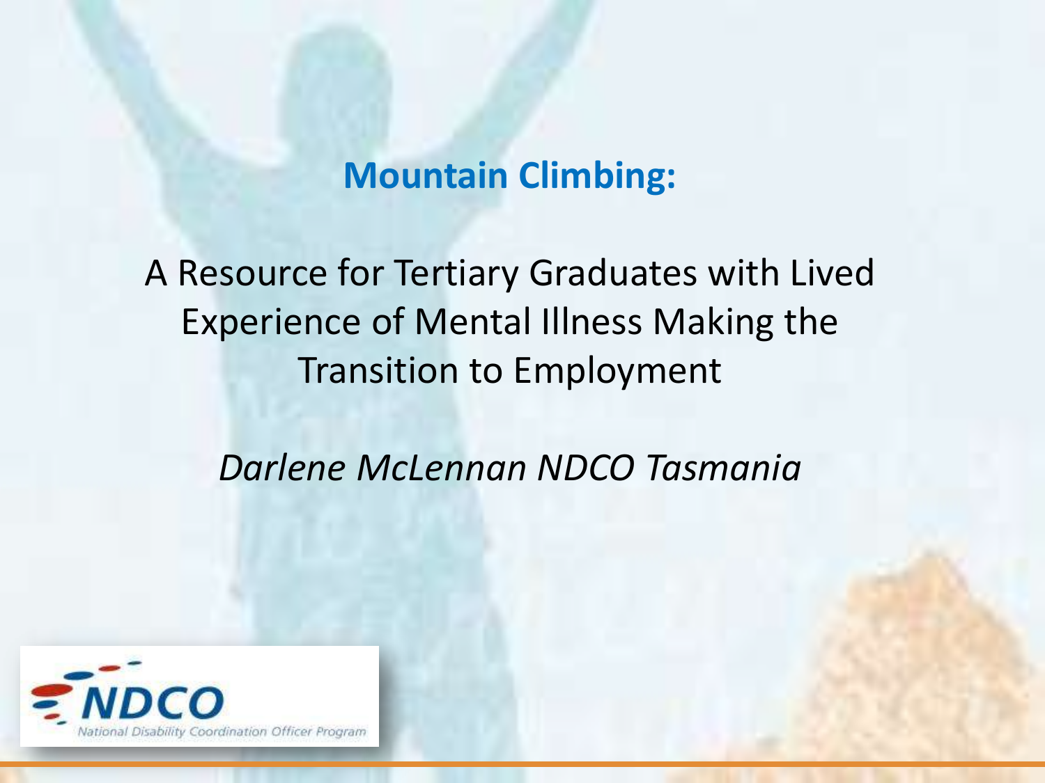# Mountain Climbing:

## A Resource for Tertiary Graduates with Lived Experience of Mental Illness Making the Transition to Employment

*Darlene McLennan NDCO Tasmania*

NDCO National Disability Coordination Officer Program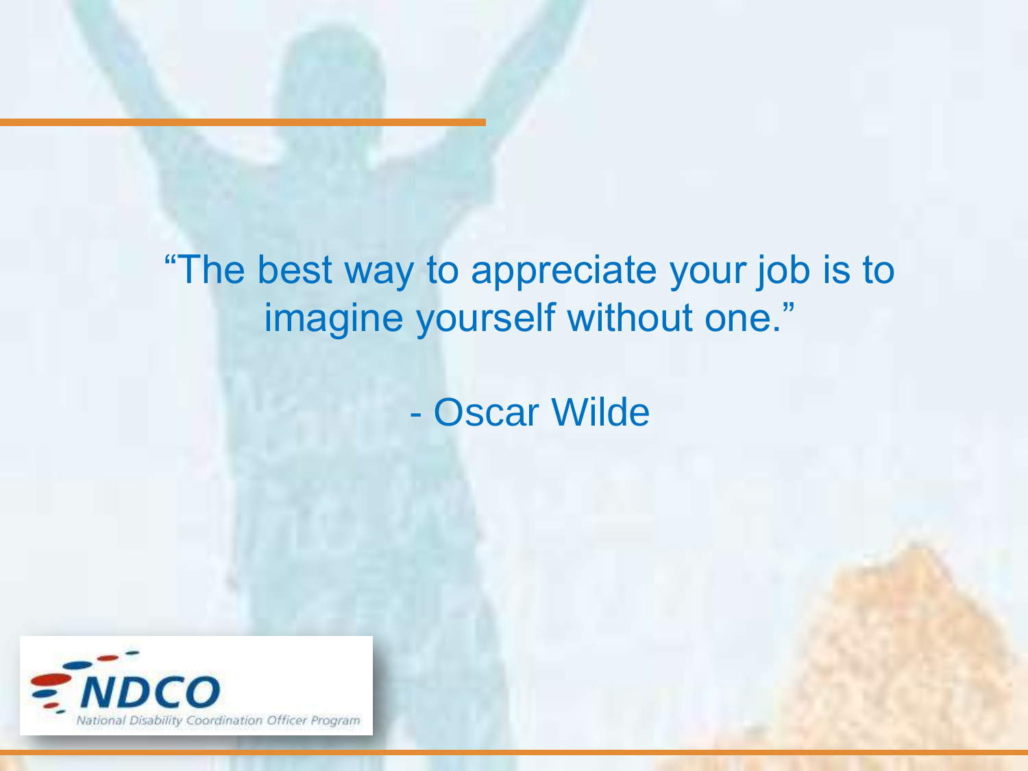"The best way to appreciate your job is to imagine yourself without one."

- Oscar Wilde

NDCO

National Disability Coordination Officer Program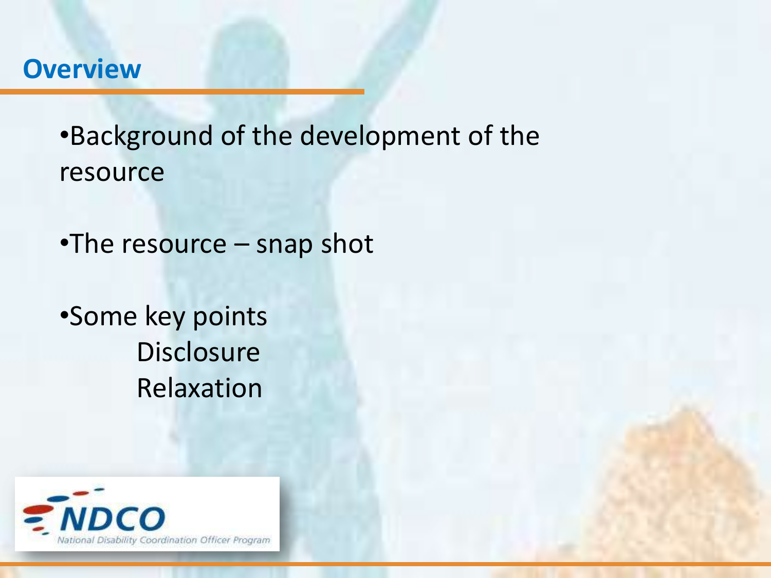## Overview

- Background of the development of the resource
- The resource – snap shot
- Some key points
  - Disclosure
  - Relaxation

NDCO National Disability Coordination Officer Program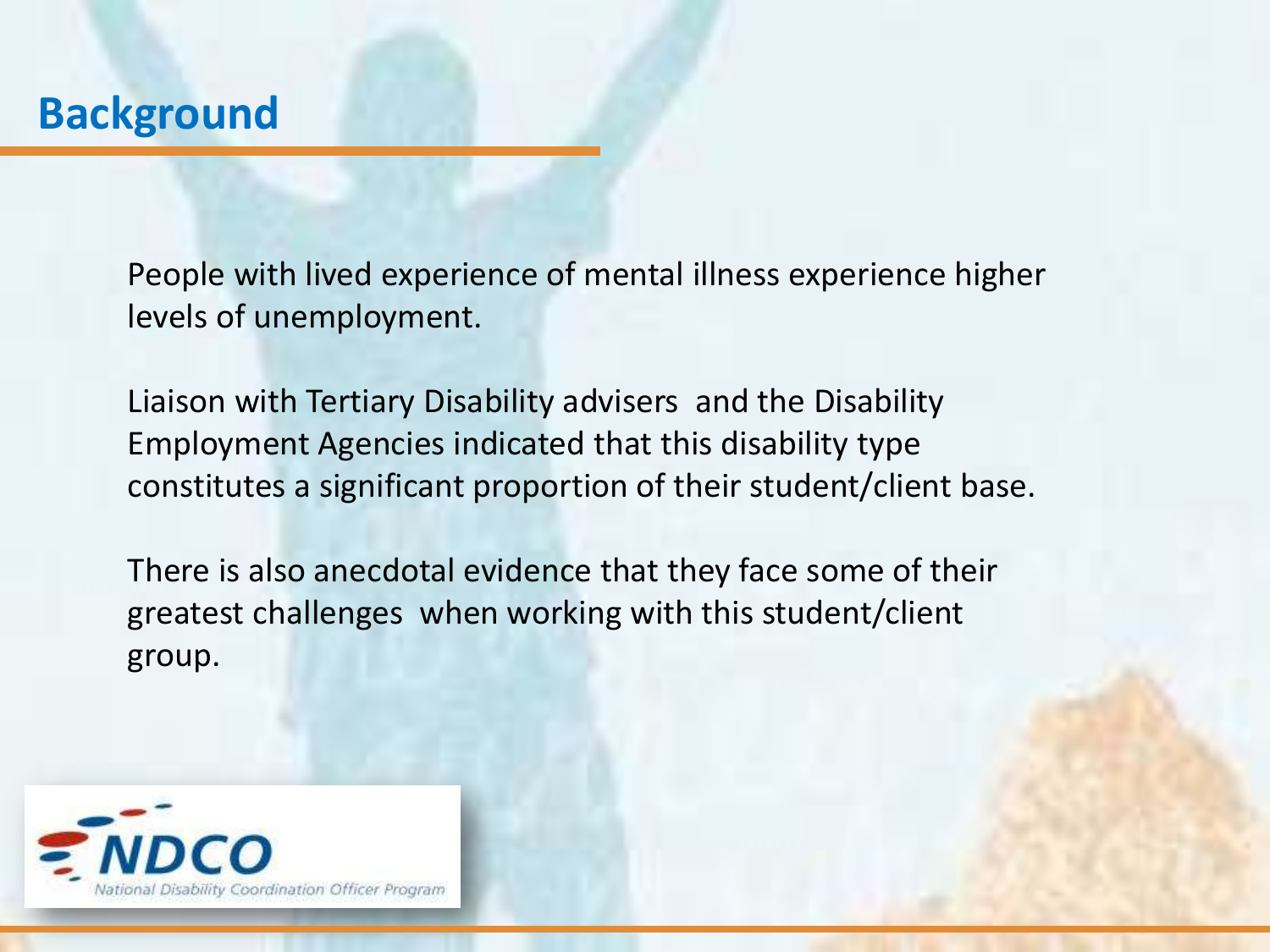## Background

People with lived experience of mental illness experience higher levels of unemployment.

Liaison with Tertiary Disability advisers and the Disability Employment Agencies indicated that this disability type constitutes a significant proportion of their student/client base.

There is also anecdotal evidence that they face some of their greatest challenges when working with this student/client group.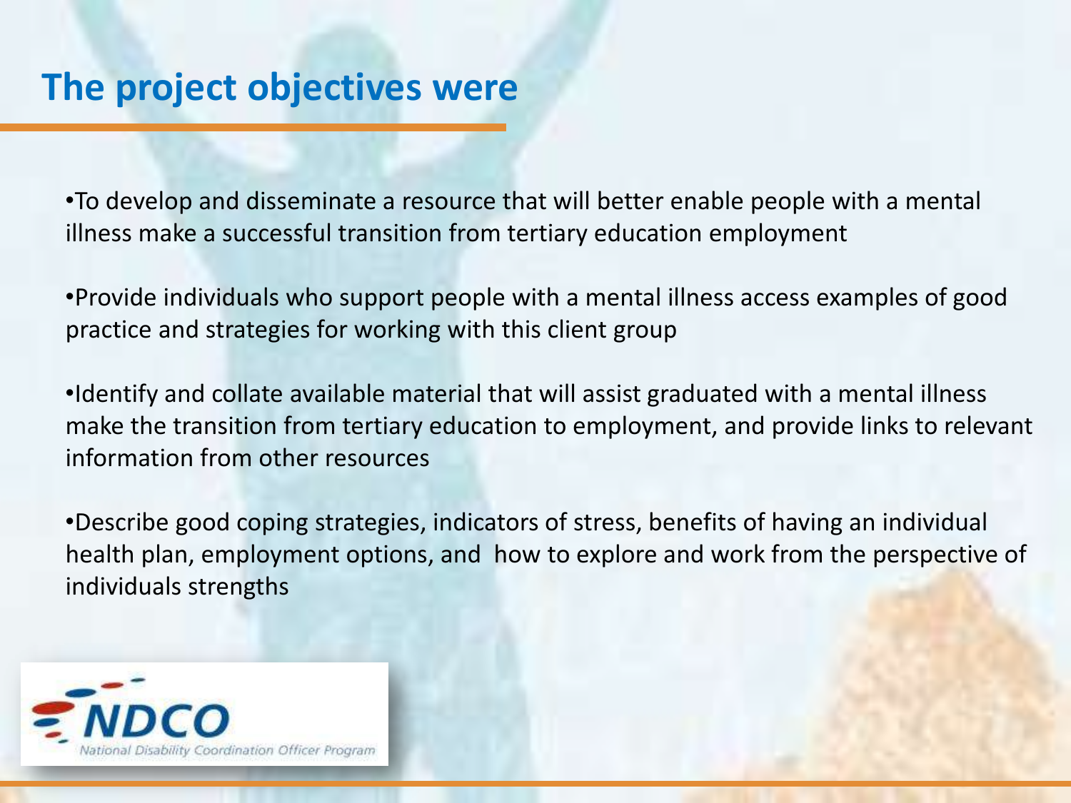# The project objectives were

- To develop and disseminate a resource that will better enable people with a mental illness make a successful transition from tertiary education employment
- Provide individuals who support people with a mental illness access examples of good practice and strategies for working with this client group
- Identify and collate available material that will assist graduated with a mental illness make the transition from tertiary education to employment, and provide links to relevant information from other resources
- Describe good coping strategies, indicators of stress, benefits of having an individual health plan, employment options, and how to explore and work from the perspective of individuals strengths

NDCO
National Disability Coordination Officer Program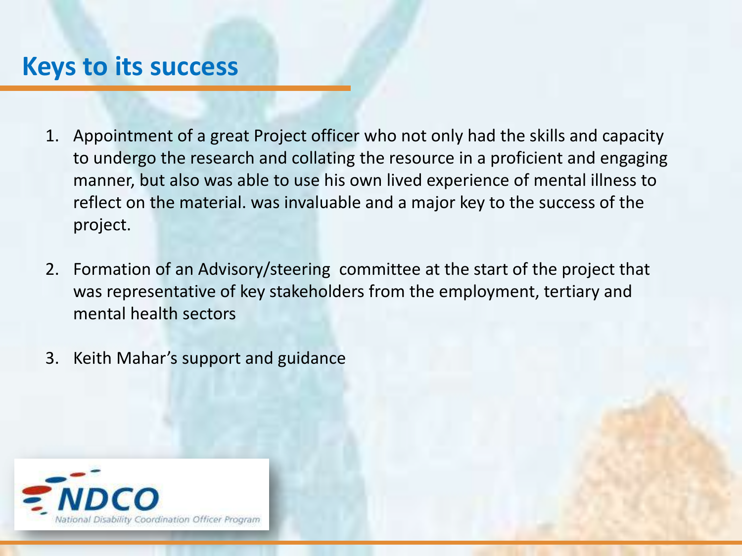# Keys to its success

1. Appointment of a great Project officer who not only had the skills and capacity to undergo the research and collating the resource in a proficient and engaging manner, but also was able to use his own lived experience of mental illness to reflect on the material. was invaluable and a major key to the success of the project.

2. Formation of an Advisory/steering committee at the start of the project that was representative of key stakeholders from the employment, tertiary and mental health sectors

3. Keith Mahar's support and guidance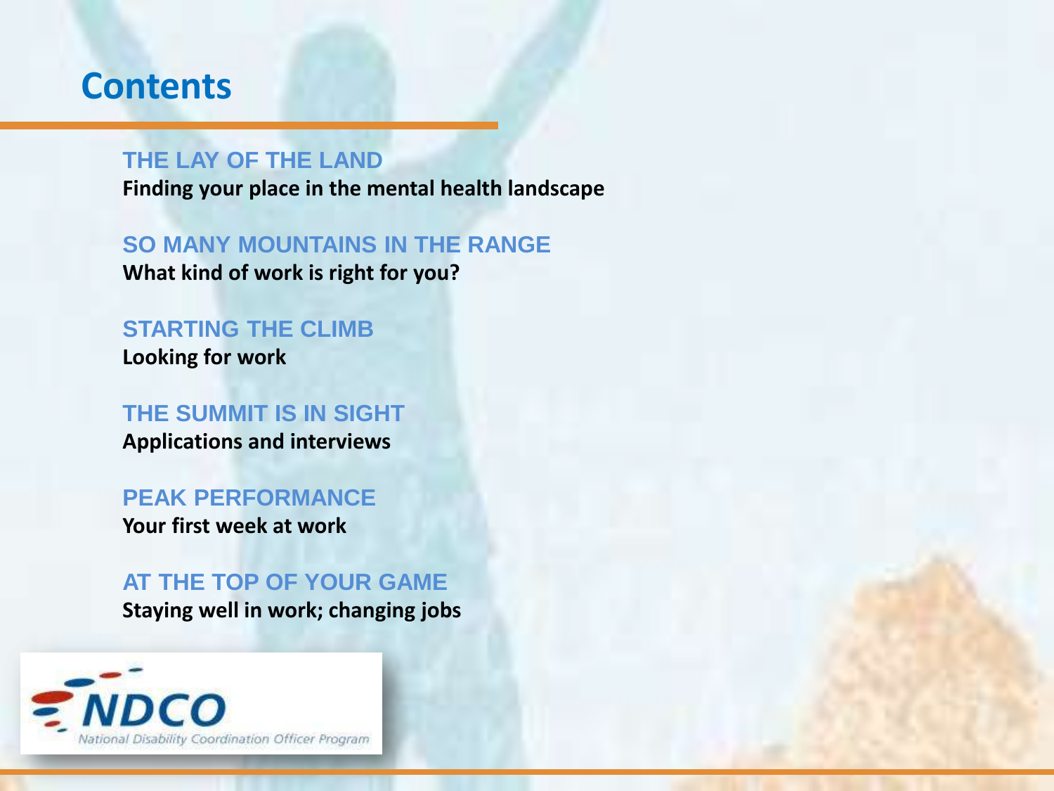# Contents

## THE LAY OF THE LAND

**Finding your place in the mental health landscape**

## SO MANY MOUNTAINS IN THE RANGE

**What kind of work is right for you?**

## STARTING THE CLIMB

**Looking for work**

## THE SUMMIT IS IN SIGHT

**Applications and interviews**

## PEAK PERFORMANCE

**Your first week at work**

## AT THE TOP OF YOUR GAME

**Staying well in work; changing jobs**

NDCO

National Disability Coordination Officer Program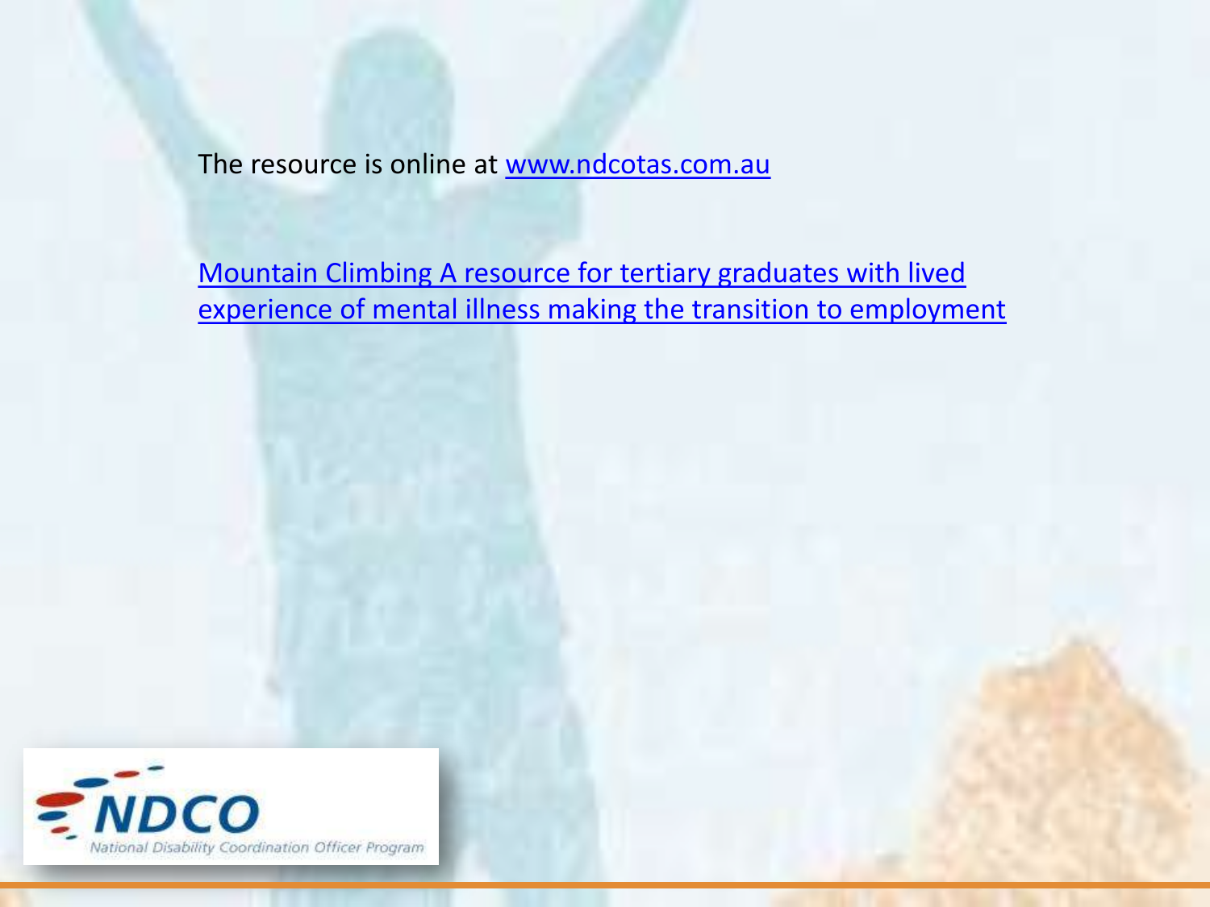The resource is online at www.ndcotas.com.au

Mountain Climbing A resource for tertiary graduates with lived experience of mental illness making the transition to employment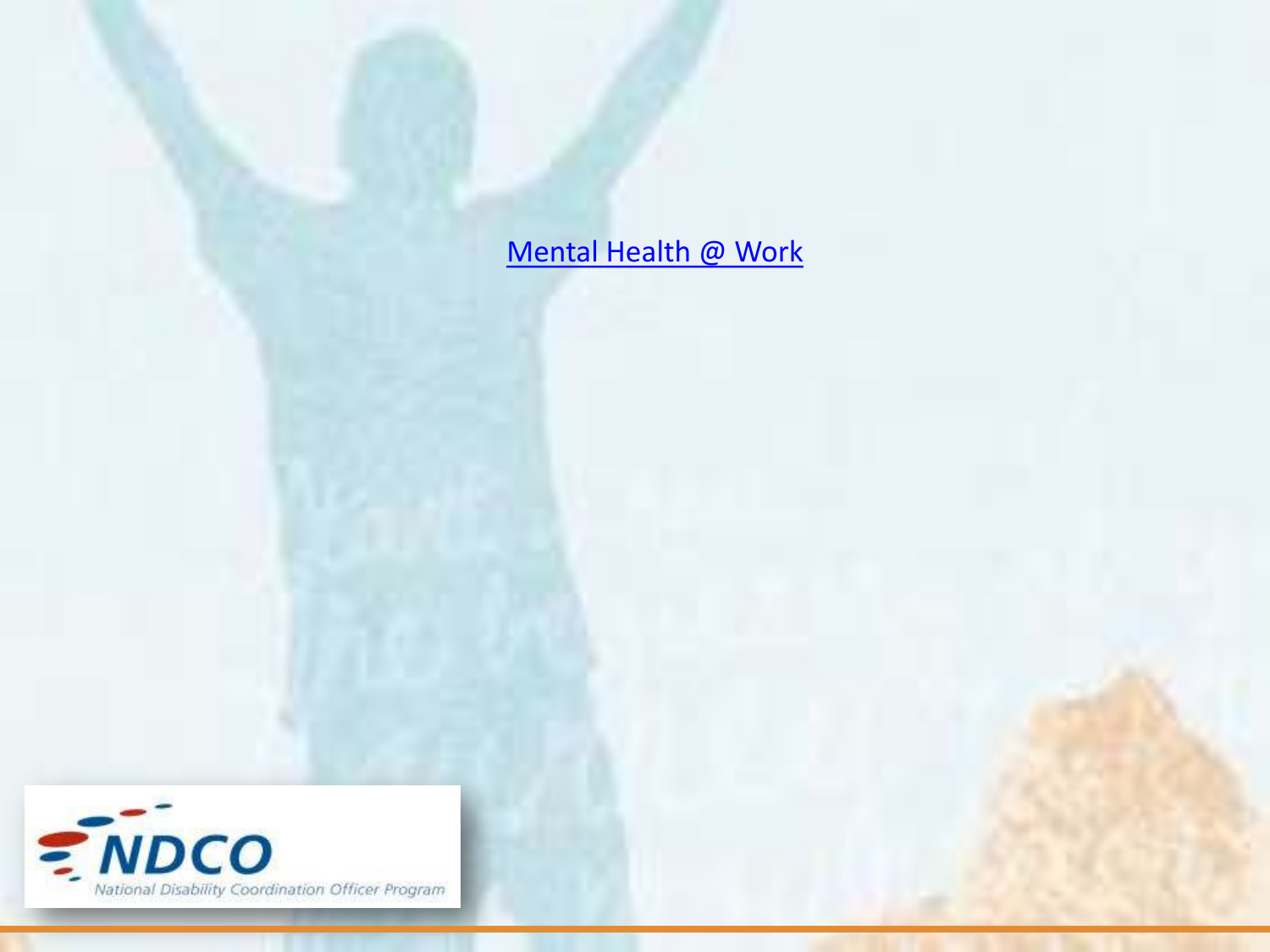Mental Health @ Work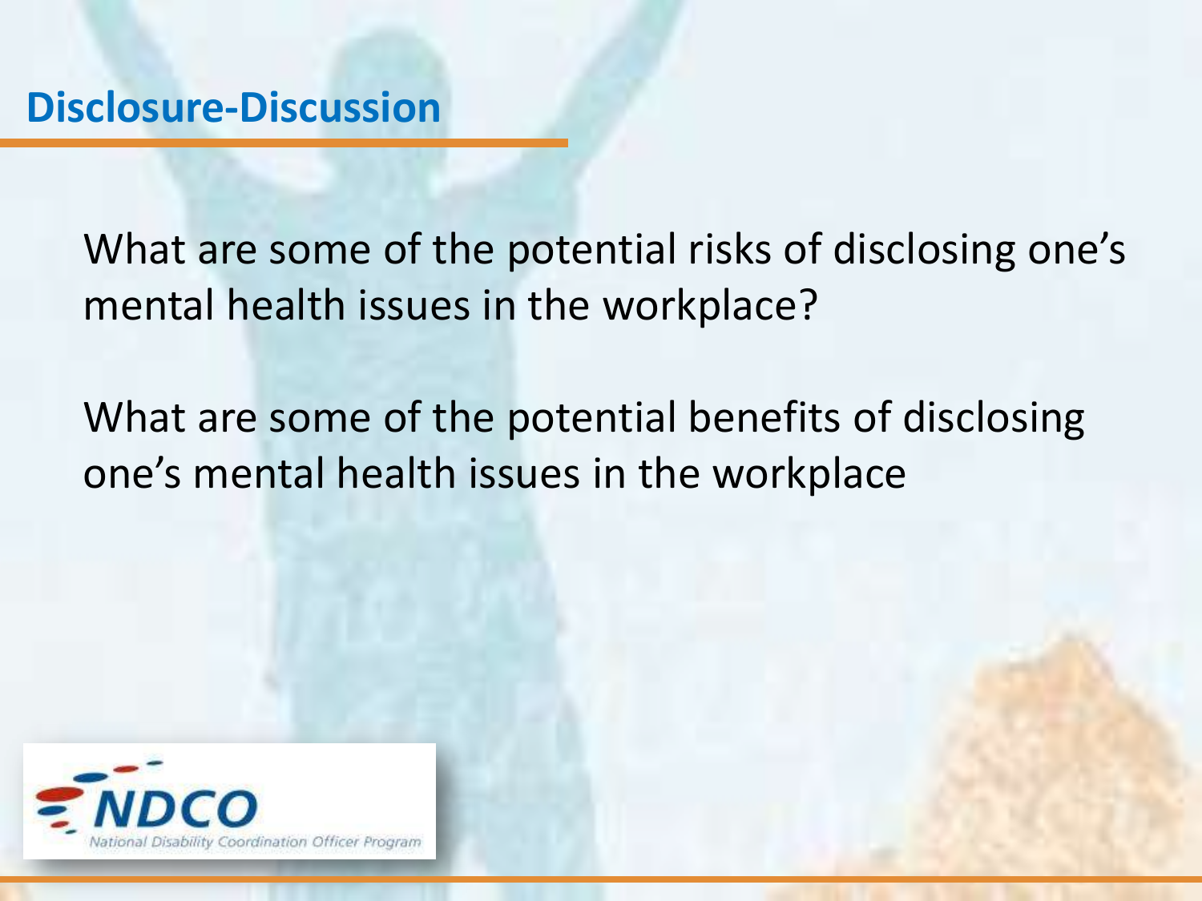## Disclosure-Discussion

What are some of the potential risks of disclosing one's mental health issues in the workplace?

What are some of the potential benefits of disclosing one's mental health issues in the workplace

NDCO

National Disability Coordination Officer Program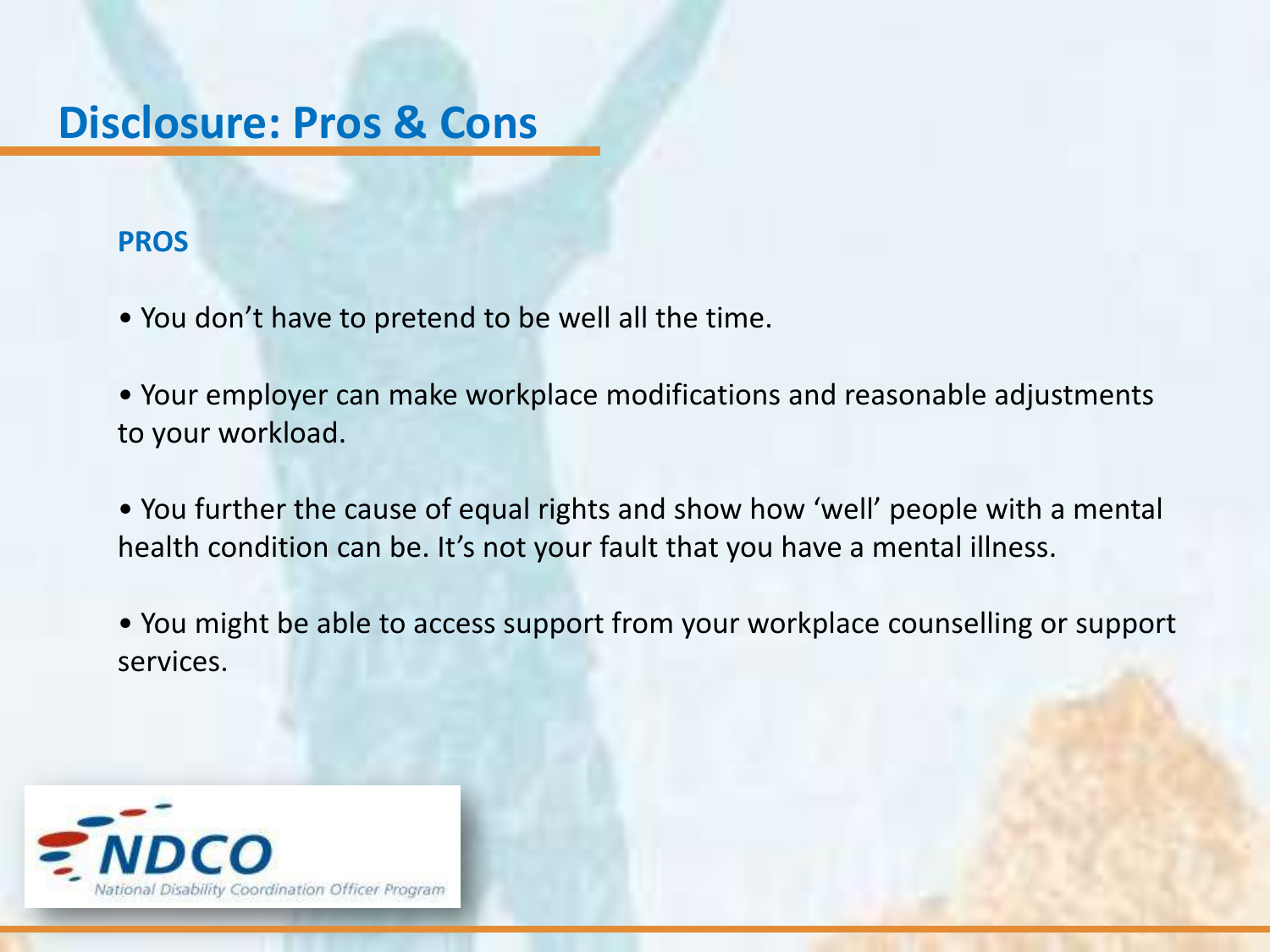# Disclosure: Pros & Cons

**PROS**

- You don't have to pretend to be well all the time.
- Your employer can make workplace modifications and reasonable adjustments to your workload.
- You further the cause of equal rights and show how 'well' people with a mental health condition can be. It's not your fault that you have a mental illness.
- You might be able to access support from your workplace counselling or support services.

NDCO

National Disability Coordination Officer Program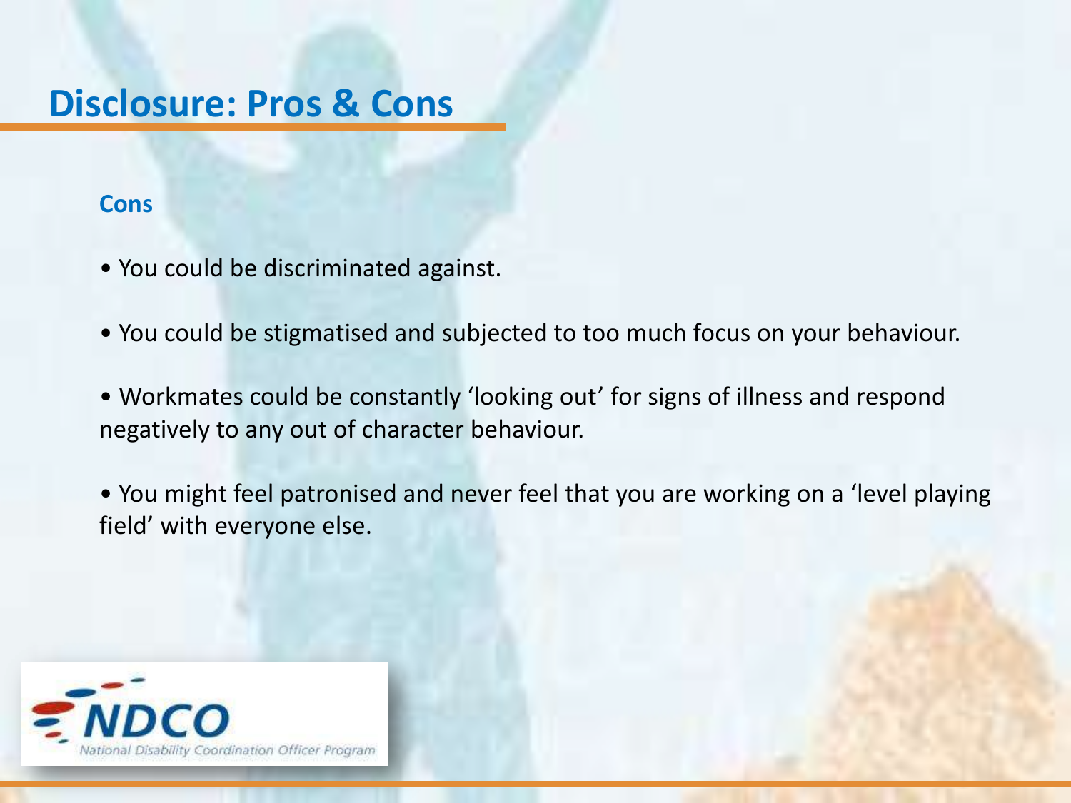# Disclosure: Pros & Cons

### Cons

- You could be discriminated against.
- You could be stigmatised and subjected to too much focus on your behaviour.
- Workmates could be constantly 'looking out' for signs of illness and respond negatively to any out of character behaviour.
- You might feel patronised and never feel that you are working on a 'level playing field' with everyone else.

NDCO
National Disability Coordination Officer Program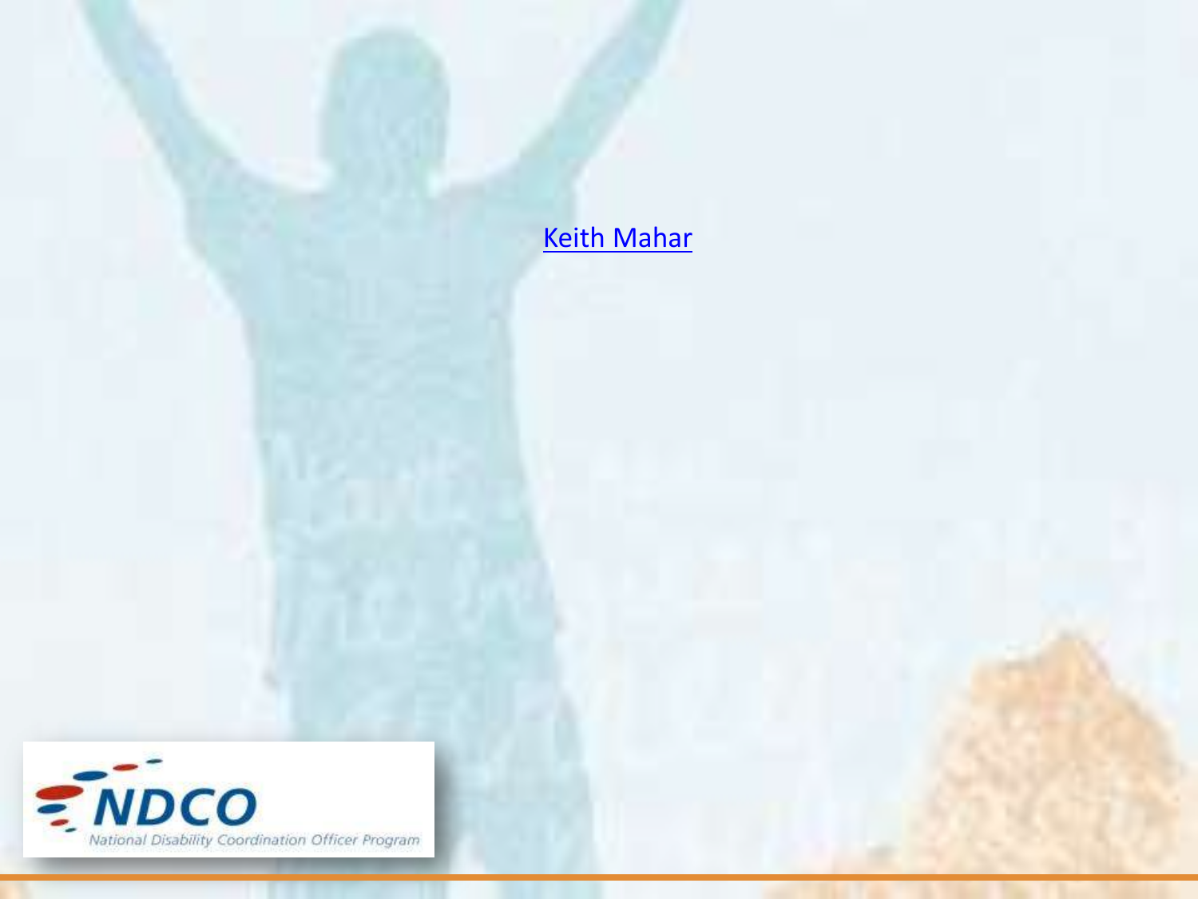Keith Mahar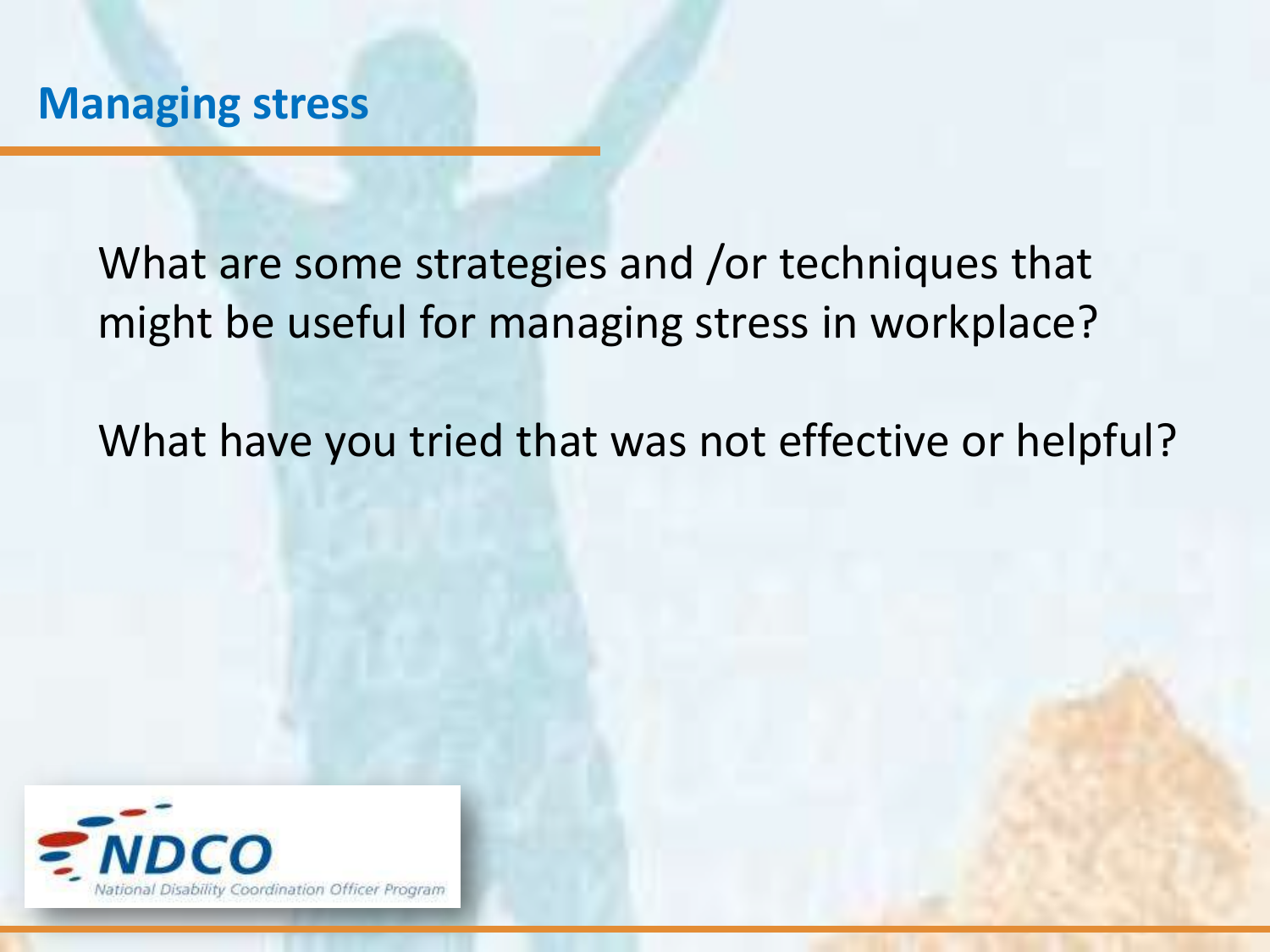## Managing stress

What are some strategies and /or techniques that might be useful for managing stress in workplace?

What have you tried that was not effective or helpful?

NDCO

National Disability Coordination Officer Program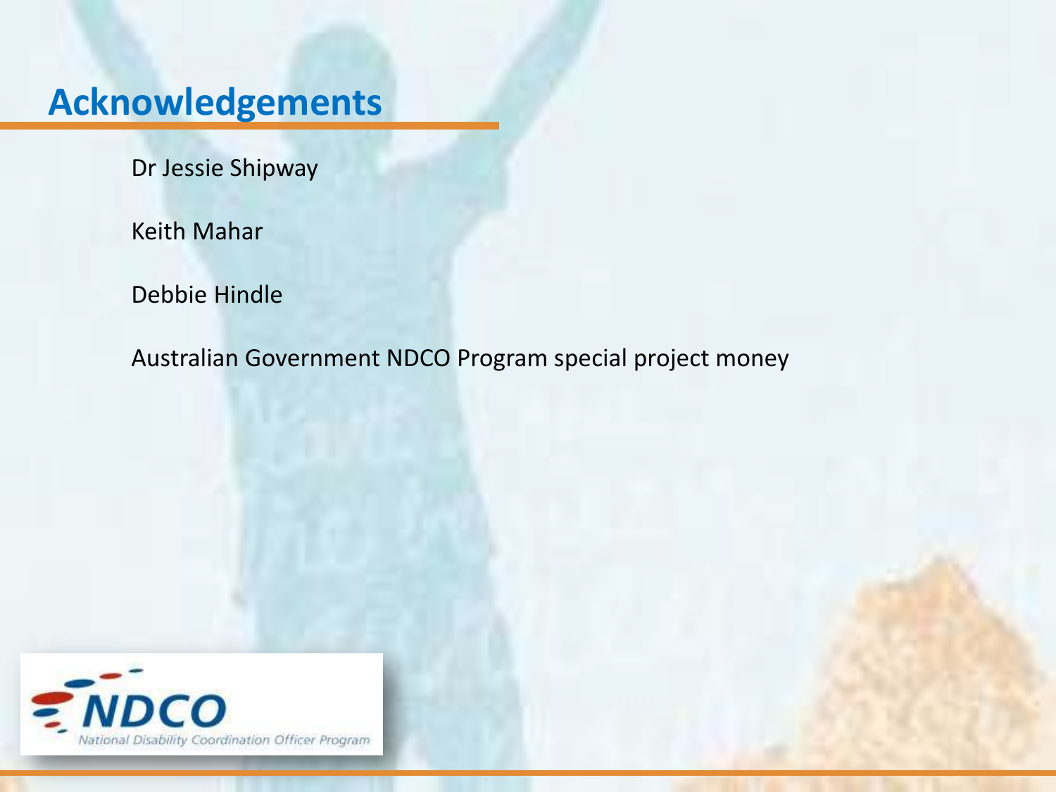## Acknowledgements

Dr Jessie Shipway

Keith Mahar

Debbie Hindle

Australian Government NDCO Program special project money

NDCO

National Disability Coordination Officer Program